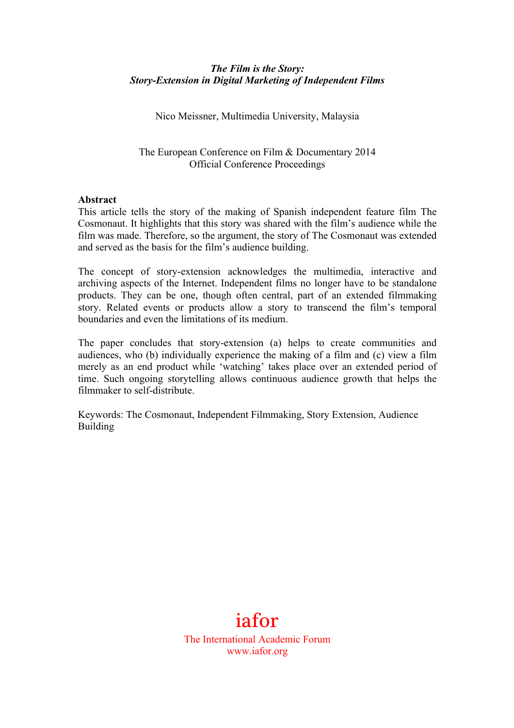***The Film is the Story:***
***Story-Extension in Digital Marketing of Independent Films***

Nico Meissner, Multimedia University, Malaysia

The European Conference on Film & Documentary 2014
Official Conference Proceedings

**Abstract**

This article tells the story of the making of Spanish independent feature film The Cosmonaut. It highlights that this story was shared with the film's audience while the film was made. Therefore, so the argument, the story of The Cosmonaut was extended and served as the basis for the film's audience building.

The concept of story-extension acknowledges the multimedia, interactive and archiving aspects of the Internet. Independent films no longer have to be standalone products. They can be one, though often central, part of an extended filmmaking story. Related events or products allow a story to transcend the film's temporal boundaries and even the limitations of its medium.

The paper concludes that story-extension (a) helps to create communities and audiences, who (b) individually experience the making of a film and (c) view a film merely as an end product while 'watching' takes place over an extended period of time. Such ongoing storytelling allows continuous audience growth that helps the filmmaker to self-distribute.

Keywords: The Cosmonaut, Independent Filmmaking, Story Extension, Audience Building

iafor
The International Academic Forum
www.iafor.org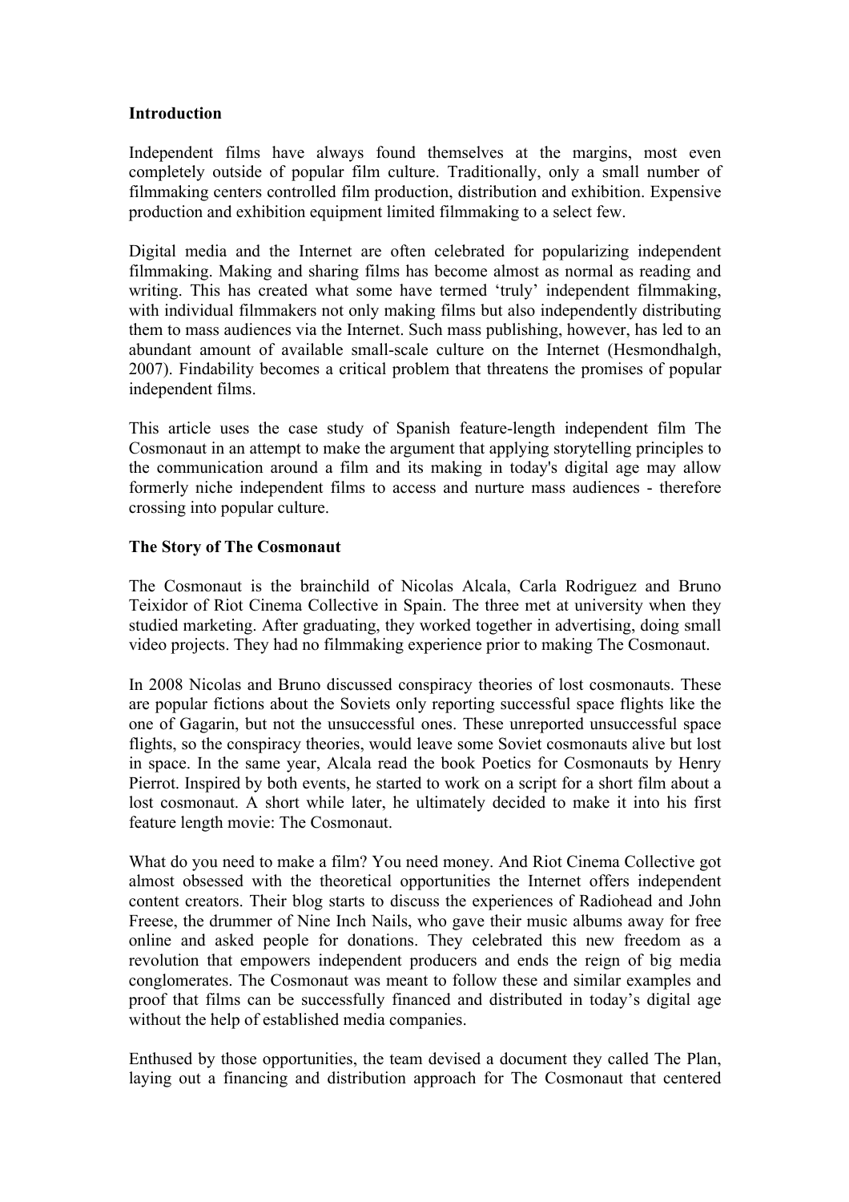**Introduction**

Independent films have always found themselves at the margins, most even completely outside of popular film culture. Traditionally, only a small number of filmmaking centers controlled film production, distribution and exhibition. Expensive production and exhibition equipment limited filmmaking to a select few.

Digital media and the Internet are often celebrated for popularizing independent filmmaking. Making and sharing films has become almost as normal as reading and writing. This has created what some have termed 'truly' independent filmmaking, with individual filmmakers not only making films but also independently distributing them to mass audiences via the Internet. Such mass publishing, however, has led to an abundant amount of available small-scale culture on the Internet (Hesmondhalgh, 2007). Findability becomes a critical problem that threatens the promises of popular independent films.

This article uses the case study of Spanish feature-length independent film The Cosmonaut in an attempt to make the argument that applying storytelling principles to the communication around a film and its making in today's digital age may allow formerly niche independent films to access and nurture mass audiences - therefore crossing into popular culture.

**The Story of The Cosmonaut**

The Cosmonaut is the brainchild of Nicolas Alcala, Carla Rodriguez and Bruno Teixidor of Riot Cinema Collective in Spain. The three met at university when they studied marketing. After graduating, they worked together in advertising, doing small video projects. They had no filmmaking experience prior to making The Cosmonaut.

In 2008 Nicolas and Bruno discussed conspiracy theories of lost cosmonauts. These are popular fictions about the Soviets only reporting successful space flights like the one of Gagarin, but not the unsuccessful ones. These unreported unsuccessful space flights, so the conspiracy theories, would leave some Soviet cosmonauts alive but lost in space. In the same year, Alcala read the book Poetics for Cosmonauts by Henry Pierrot. Inspired by both events, he started to work on a script for a short film about a lost cosmonaut. A short while later, he ultimately decided to make it into his first feature length movie: The Cosmonaut.

What do you need to make a film? You need money. And Riot Cinema Collective got almost obsessed with the theoretical opportunities the Internet offers independent content creators. Their blog starts to discuss the experiences of Radiohead and John Freese, the drummer of Nine Inch Nails, who gave their music albums away for free online and asked people for donations. They celebrated this new freedom as a revolution that empowers independent producers and ends the reign of big media conglomerates. The Cosmonaut was meant to follow these and similar examples and proof that films can be successfully financed and distributed in today's digital age without the help of established media companies.

Enthused by those opportunities, the team devised a document they called The Plan, laying out a financing and distribution approach for The Cosmonaut that centered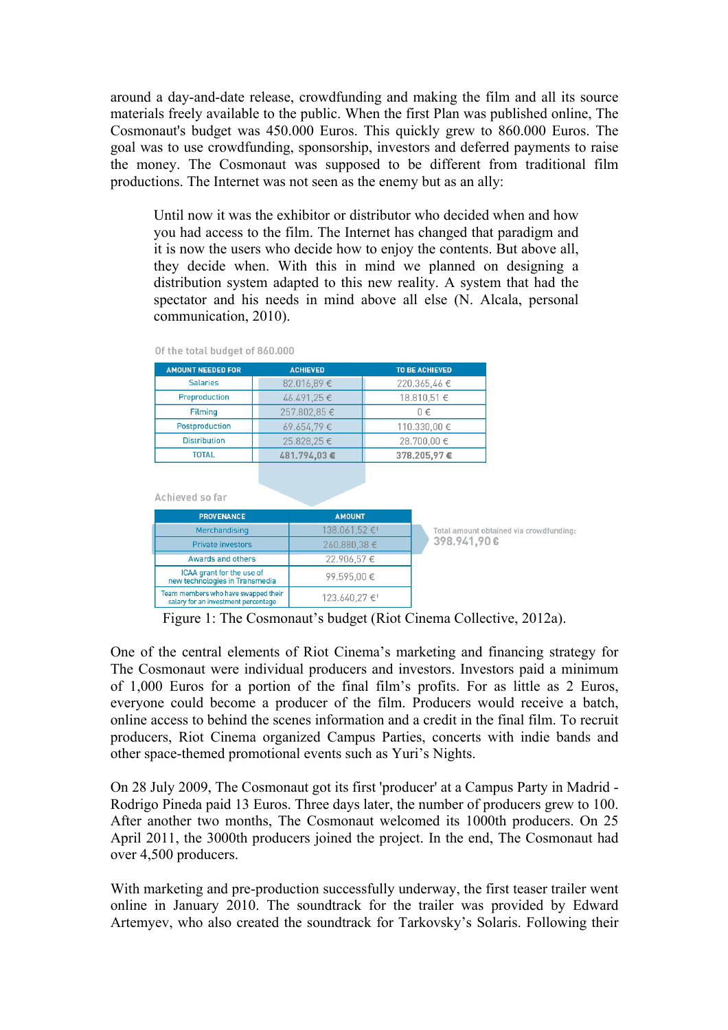around a day-and-date release, crowdfunding and making the film and all its source materials freely available to the public. When the first Plan was published online, The Cosmonaut's budget was 450.000 Euros. This quickly grew to 860.000 Euros. The goal was to use crowdfunding, sponsorship, investors and deferred payments to raise the money. The Cosmonaut was supposed to be different from traditional film productions. The Internet was not seen as the enemy but as an ally:

> Until now it was the exhibitor or distributor who decided when and how you had access to the film. The Internet has changed that paradigm and it is now the users who decide how to enjoy the contents. But above all, they decide when. With this in mind we planned on designing a distribution system adapted to this new reality. A system that had the spectator and his needs in mind above all else (N. Alcala, personal communication, 2010).

Of the total budget of 860.000

| AMOUNT NEEDED FOR | ACHIEVED | TO BE ACHIEVED |
|---|---|---|
| Salaries | 82.016,89 € | 220.365,46 € |
| Preproduction | 46.491,25 € | 18.810,51 € |
| Filming | 257.802,85 € | 0 € |
| Postproduction | 69.654,79 € | 110.330,00 € |
| Distribution | 25.828,25 € | 28.700,00 € |
| TOTAL | 481.794,03 € | 378.205,97 € |

Achieved so far

| PROVENANCE | AMOUNT |
|---|---|
| Merchandising | 138.061,52 €' |
| Private investors | 260.880,38 € |
| Awards and others | 22.906,57 € |
| ICAA grant for the use of new technologies in Transmedia | 99.595,00 € |
| Team members who have swapped their salary for an investment percentage | 123.640,27 €' |

Total amount obtained via crowdfunding:
398.941,90 €

Figure 1: The Cosmonaut's budget (Riot Cinema Collective, 2012a).

One of the central elements of Riot Cinema's marketing and financing strategy for The Cosmonaut were individual producers and investors. Investors paid a minimum of 1,000 Euros for a portion of the final film's profits. For as little as 2 Euros, everyone could become a producer of the film. Producers would receive a batch, online access to behind the scenes information and a credit in the final film. To recruit producers, Riot Cinema organized Campus Parties, concerts with indie bands and other space-themed promotional events such as Yuri's Nights.

On 28 July 2009, The Cosmonaut got its first 'producer' at a Campus Party in Madrid - Rodrigo Pineda paid 13 Euros. Three days later, the number of producers grew to 100. After another two months, The Cosmonaut welcomed its 1000th producers. On 25 April 2011, the 3000th producers joined the project. In the end, The Cosmonaut had over 4,500 producers.

With marketing and pre-production successfully underway, the first teaser trailer went online in January 2010. The soundtrack for the trailer was provided by Edward Artemyev, who also created the soundtrack for Tarkovsky's Solaris. Following their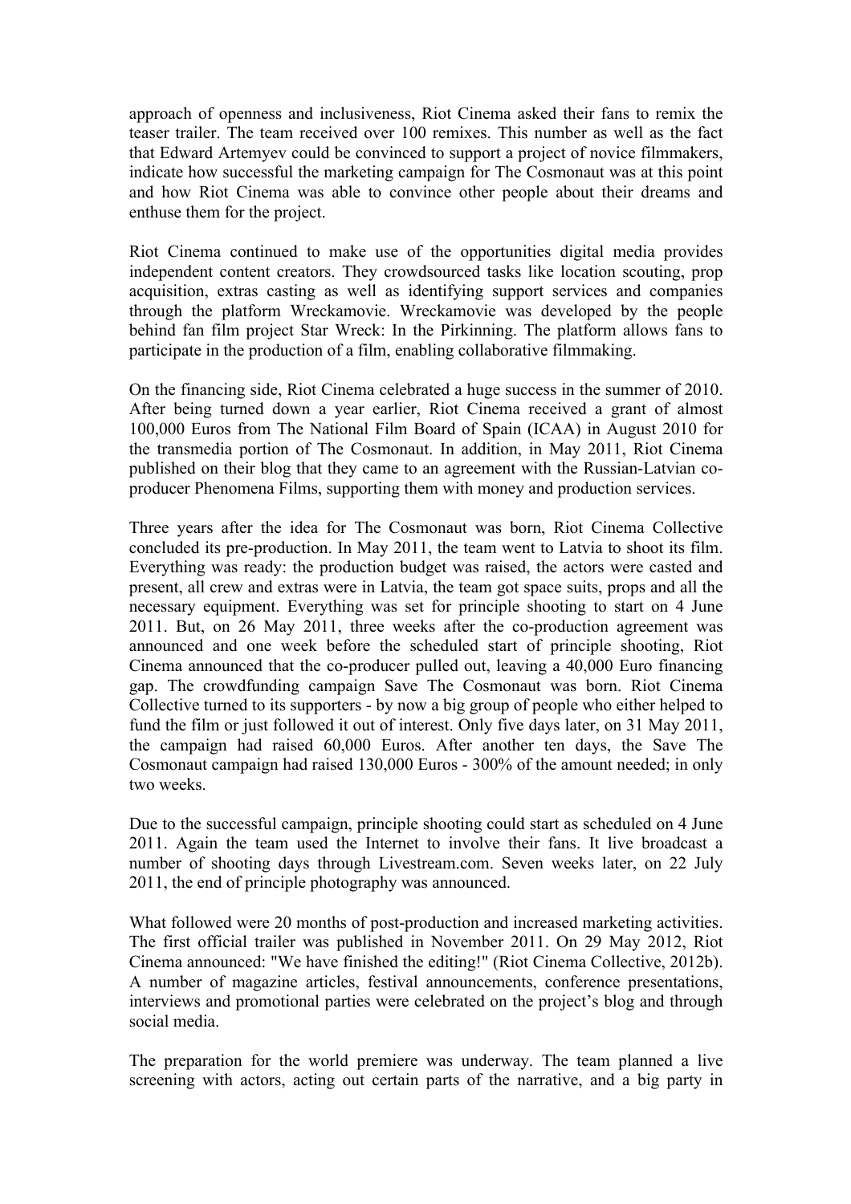approach of openness and inclusiveness, Riot Cinema asked their fans to remix the teaser trailer. The team received over 100 remixes. This number as well as the fact that Edward Artemyev could be convinced to support a project of novice filmmakers, indicate how successful the marketing campaign for The Cosmonaut was at this point and how Riot Cinema was able to convince other people about their dreams and enthuse them for the project.

Riot Cinema continued to make use of the opportunities digital media provides independent content creators. They crowdsourced tasks like location scouting, prop acquisition, extras casting as well as identifying support services and companies through the platform Wreckamovie. Wreckamovie was developed by the people behind fan film project Star Wreck: In the Pirkinning. The platform allows fans to participate in the production of a film, enabling collaborative filmmaking.

On the financing side, Riot Cinema celebrated a huge success in the summer of 2010. After being turned down a year earlier, Riot Cinema received a grant of almost 100,000 Euros from The National Film Board of Spain (ICAA) in August 2010 for the transmedia portion of The Cosmonaut. In addition, in May 2011, Riot Cinema published on their blog that they came to an agreement with the Russian-Latvian co-producer Phenomena Films, supporting them with money and production services.

Three years after the idea for The Cosmonaut was born, Riot Cinema Collective concluded its pre-production. In May 2011, the team went to Latvia to shoot its film. Everything was ready: the production budget was raised, the actors were casted and present, all crew and extras were in Latvia, the team got space suits, props and all the necessary equipment. Everything was set for principle shooting to start on 4 June 2011. But, on 26 May 2011, three weeks after the co-production agreement was announced and one week before the scheduled start of principle shooting, Riot Cinema announced that the co-producer pulled out, leaving a 40,000 Euro financing gap. The crowdfunding campaign Save The Cosmonaut was born. Riot Cinema Collective turned to its supporters - by now a big group of people who either helped to fund the film or just followed it out of interest. Only five days later, on 31 May 2011, the campaign had raised 60,000 Euros. After another ten days, the Save The Cosmonaut campaign had raised 130,000 Euros - 300% of the amount needed; in only two weeks.

Due to the successful campaign, principle shooting could start as scheduled on 4 June 2011. Again the team used the Internet to involve their fans. It live broadcast a number of shooting days through Livestream.com. Seven weeks later, on 22 July 2011, the end of principle photography was announced.

What followed were 20 months of post-production and increased marketing activities. The first official trailer was published in November 2011. On 29 May 2012, Riot Cinema announced: "We have finished the editing!" (Riot Cinema Collective, 2012b). A number of magazine articles, festival announcements, conference presentations, interviews and promotional parties were celebrated on the project's blog and through social media.

The preparation for the world premiere was underway. The team planned a live screening with actors, acting out certain parts of the narrative, and a big party in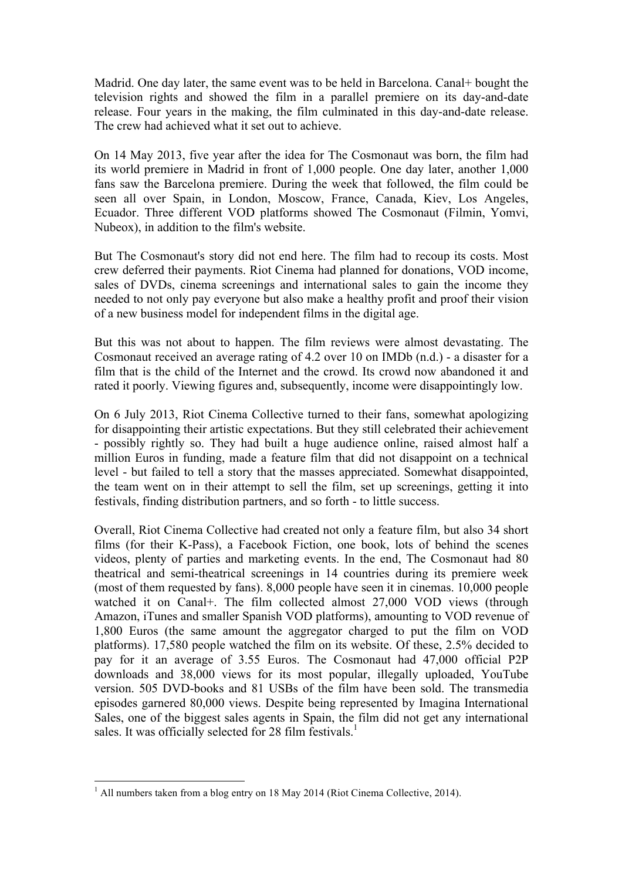Madrid. One day later, the same event was to be held in Barcelona. Canal+ bought the television rights and showed the film in a parallel premiere on its day-and-date release. Four years in the making, the film culminated in this day-and-date release. The crew had achieved what it set out to achieve.

On 14 May 2013, five year after the idea for The Cosmonaut was born, the film had its world premiere in Madrid in front of 1,000 people. One day later, another 1,000 fans saw the Barcelona premiere. During the week that followed, the film could be seen all over Spain, in London, Moscow, France, Canada, Kiev, Los Angeles, Ecuador. Three different VOD platforms showed The Cosmonaut (Filmin, Yomvi, Nubeox), in addition to the film's website.

But The Cosmonaut's story did not end here. The film had to recoup its costs. Most crew deferred their payments. Riot Cinema had planned for donations, VOD income, sales of DVDs, cinema screenings and international sales to gain the income they needed to not only pay everyone but also make a healthy profit and proof their vision of a new business model for independent films in the digital age.

But this was not about to happen. The film reviews were almost devastating. The Cosmonaut received an average rating of 4.2 over 10 on IMDb (n.d.) - a disaster for a film that is the child of the Internet and the crowd. Its crowd now abandoned it and rated it poorly. Viewing figures and, subsequently, income were disappointingly low.

On 6 July 2013, Riot Cinema Collective turned to their fans, somewhat apologizing for disappointing their artistic expectations. But they still celebrated their achievement - possibly rightly so. They had built a huge audience online, raised almost half a million Euros in funding, made a feature film that did not disappoint on a technical level - but failed to tell a story that the masses appreciated. Somewhat disappointed, the team went on in their attempt to sell the film, set up screenings, getting it into festivals, finding distribution partners, and so forth - to little success.

Overall, Riot Cinema Collective had created not only a feature film, but also 34 short films (for their K-Pass), a Facebook Fiction, one book, lots of behind the scenes videos, plenty of parties and marketing events. In the end, The Cosmonaut had 80 theatrical and semi-theatrical screenings in 14 countries during its premiere week (most of them requested by fans). 8,000 people have seen it in cinemas. 10,000 people watched it on Canal+. The film collected almost 27,000 VOD views (through Amazon, iTunes and smaller Spanish VOD platforms), amounting to VOD revenue of 1,800 Euros (the same amount the aggregator charged to put the film on VOD platforms). 17,580 people watched the film on its website. Of these, 2.5% decided to pay for it an average of 3.55 Euros. The Cosmonaut had 47,000 official P2P downloads and 38,000 views for its most popular, illegally uploaded, YouTube version. 505 DVD-books and 81 USBs of the film have been sold. The transmedia episodes garnered 80,000 views. Despite being represented by Imagina International Sales, one of the biggest sales agents in Spain, the film did not get any international sales. It was officially selected for 28 film festivals.[1]

---

[1] All numbers taken from a blog entry on 18 May 2014 (Riot Cinema Collective, 2014).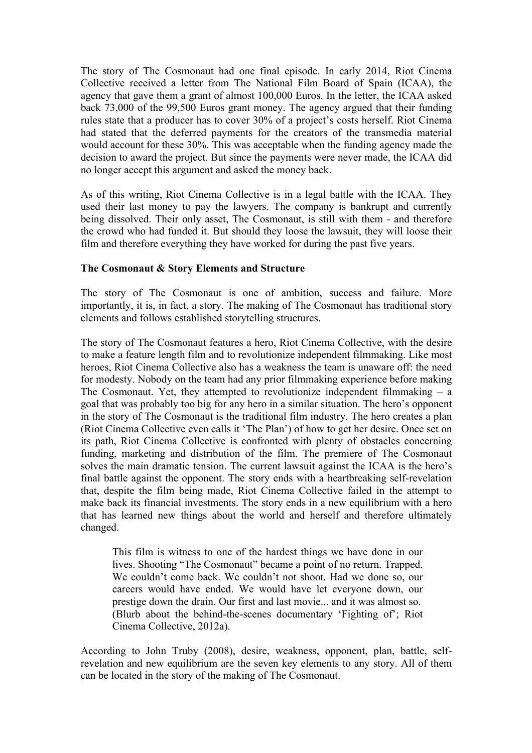The story of The Cosmonaut had one final episode. In early 2014, Riot Cinema Collective received a letter from The National Film Board of Spain (ICAA), the agency that gave them a grant of almost 100,000 Euros. In the letter, the ICAA asked back 73,000 of the 99,500 Euros grant money. The agency argued that their funding rules state that a producer has to cover 30% of a project's costs herself. Riot Cinema had stated that the deferred payments for the creators of the transmedia material would account for these 30%. This was acceptable when the funding agency made the decision to award the project. But since the payments were never made, the ICAA did no longer accept this argument and asked the money back.

As of this writing, Riot Cinema Collective is in a legal battle with the ICAA. They used their last money to pay the lawyers. The company is bankrupt and currently being dissolved. Their only asset, The Cosmonaut, is still with them - and therefore the crowd who had funded it. But should they loose the lawsuit, they will loose their film and therefore everything they have worked for during the past five years.

**The Cosmonaut & Story Elements and Structure**

The story of The Cosmonaut is one of ambition, success and failure. More importantly, it is, in fact, a story. The making of The Cosmonaut has traditional story elements and follows established storytelling structures.

The story of The Cosmonaut features a hero, Riot Cinema Collective, with the desire to make a feature length film and to revolutionize independent filmmaking. Like most heroes, Riot Cinema Collective also has a weakness the team is unaware off: the need for modesty. Nobody on the team had any prior filmmaking experience before making The Cosmonaut. Yet, they attempted to revolutionize independent filmmaking – a goal that was probably too big for any hero in a similar situation. The hero's opponent in the story of The Cosmonaut is the traditional film industry. The hero creates a plan (Riot Cinema Collective even calls it 'The Plan') of how to get her desire. Once set on its path, Riot Cinema Collective is confronted with plenty of obstacles concerning funding, marketing and distribution of the film. The premiere of The Cosmonaut solves the main dramatic tension. The current lawsuit against the ICAA is the hero's final battle against the opponent. The story ends with a heartbreaking self-revelation that, despite the film being made, Riot Cinema Collective failed in the attempt to make back its financial investments. The story ends in a new equilibrium with a hero that has learned new things about the world and herself and therefore ultimately changed.

> This film is witness to one of the hardest things we have done in our lives. Shooting "The Cosmonaut" became a point of no return. Trapped. We couldn't come back. We couldn't not shoot. Had we done so, our careers would have ended. We would have let everyone down, our prestige down the drain. Our first and last movie... and it was almost so. (Blurb about the behind-the-scenes documentary 'Fighting of'; Riot Cinema Collective, 2012a).

According to John Truby (2008), desire, weakness, opponent, plan, battle, self-revelation and new equilibrium are the seven key elements to any story. All of them can be located in the story of the making of The Cosmonaut.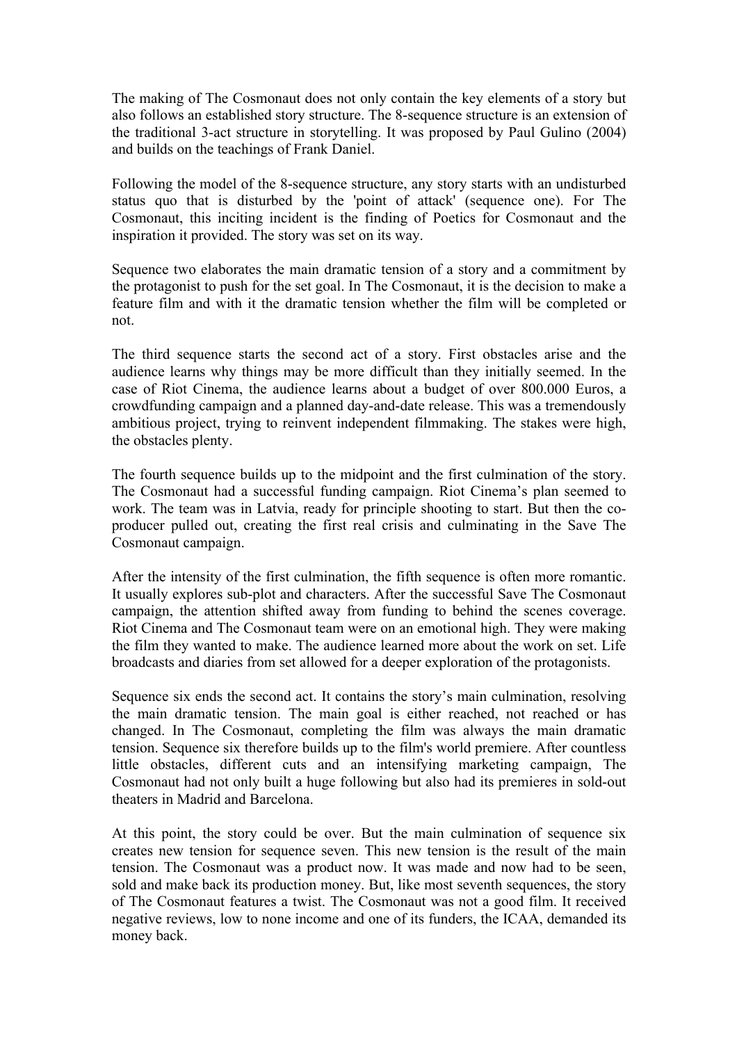The making of The Cosmonaut does not only contain the key elements of a story but also follows an established story structure. The 8-sequence structure is an extension of the traditional 3-act structure in storytelling. It was proposed by Paul Gulino (2004) and builds on the teachings of Frank Daniel.

Following the model of the 8-sequence structure, any story starts with an undisturbed status quo that is disturbed by the 'point of attack' (sequence one). For The Cosmonaut, this inciting incident is the finding of Poetics for Cosmonaut and the inspiration it provided. The story was set on its way.

Sequence two elaborates the main dramatic tension of a story and a commitment by the protagonist to push for the set goal. In The Cosmonaut, it is the decision to make a feature film and with it the dramatic tension whether the film will be completed or not.

The third sequence starts the second act of a story. First obstacles arise and the audience learns why things may be more difficult than they initially seemed. In the case of Riot Cinema, the audience learns about a budget of over 800.000 Euros, a crowdfunding campaign and a planned day-and-date release. This was a tremendously ambitious project, trying to reinvent independent filmmaking. The stakes were high, the obstacles plenty.

The fourth sequence builds up to the midpoint and the first culmination of the story. The Cosmonaut had a successful funding campaign. Riot Cinema's plan seemed to work. The team was in Latvia, ready for principle shooting to start. But then the co-producer pulled out, creating the first real crisis and culminating in the Save The Cosmonaut campaign.

After the intensity of the first culmination, the fifth sequence is often more romantic. It usually explores sub-plot and characters. After the successful Save The Cosmonaut campaign, the attention shifted away from funding to behind the scenes coverage. Riot Cinema and The Cosmonaut team were on an emotional high. They were making the film they wanted to make. The audience learned more about the work on set. Life broadcasts and diaries from set allowed for a deeper exploration of the protagonists.

Sequence six ends the second act. It contains the story's main culmination, resolving the main dramatic tension. The main goal is either reached, not reached or has changed. In The Cosmonaut, completing the film was always the main dramatic tension. Sequence six therefore builds up to the film's world premiere. After countless little obstacles, different cuts and an intensifying marketing campaign, The Cosmonaut had not only built a huge following but also had its premieres in sold-out theaters in Madrid and Barcelona.

At this point, the story could be over. But the main culmination of sequence six creates new tension for sequence seven. This new tension is the result of the main tension. The Cosmonaut was a product now. It was made and now had to be seen, sold and make back its production money. But, like most seventh sequences, the story of The Cosmonaut features a twist. The Cosmonaut was not a good film. It received negative reviews, low to none income and one of its funders, the ICAA, demanded its money back.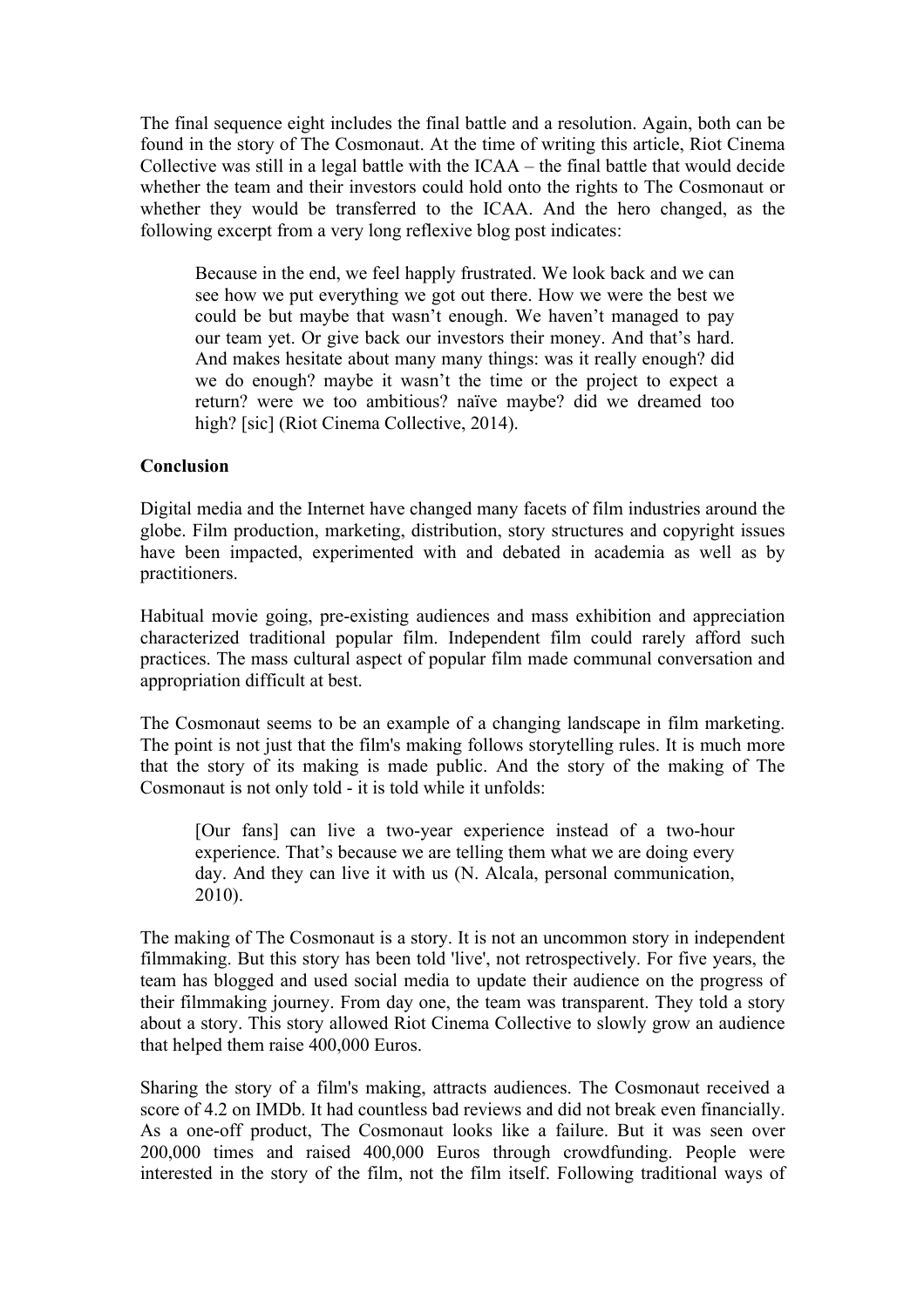The final sequence eight includes the final battle and a resolution. Again, both can be found in the story of The Cosmonaut. At the time of writing this article, Riot Cinema Collective was still in a legal battle with the ICAA – the final battle that would decide whether the team and their investors could hold onto the rights to The Cosmonaut or whether they would be transferred to the ICAA. And the hero changed, as the following excerpt from a very long reflexive blog post indicates:

> Because in the end, we feel happly frustrated. We look back and we can see how we put everything we got out there. How we were the best we could be but maybe that wasn't enough. We haven't managed to pay our team yet. Or give back our investors their money. And that's hard. And makes hesitate about many many things: was it really enough? did we do enough? maybe it wasn't the time or the project to expect a return? were we too ambitious? naïve maybe? did we dreamed too high? [sic] (Riot Cinema Collective, 2014).

**Conclusion**

Digital media and the Internet have changed many facets of film industries around the globe. Film production, marketing, distribution, story structures and copyright issues have been impacted, experimented with and debated in academia as well as by practitioners.

Habitual movie going, pre-existing audiences and mass exhibition and appreciation characterized traditional popular film. Independent film could rarely afford such practices. The mass cultural aspect of popular film made communal conversation and appropriation difficult at best.

The Cosmonaut seems to be an example of a changing landscape in film marketing. The point is not just that the film's making follows storytelling rules. It is much more that the story of its making is made public. And the story of the making of The Cosmonaut is not only told - it is told while it unfolds:

> [Our fans] can live a two-year experience instead of a two-hour experience. That's because we are telling them what we are doing every day. And they can live it with us (N. Alcala, personal communication, 2010).

The making of The Cosmonaut is a story. It is not an uncommon story in independent filmmaking. But this story has been told 'live', not retrospectively. For five years, the team has blogged and used social media to update their audience on the progress of their filmmaking journey. From day one, the team was transparent. They told a story about a story. This story allowed Riot Cinema Collective to slowly grow an audience that helped them raise 400,000 Euros.

Sharing the story of a film's making, attracts audiences. The Cosmonaut received a score of 4.2 on IMDb. It had countless bad reviews and did not break even financially. As a one-off product, The Cosmonaut looks like a failure. But it was seen over 200,000 times and raised 400,000 Euros through crowdfunding. People were interested in the story of the film, not the film itself. Following traditional ways of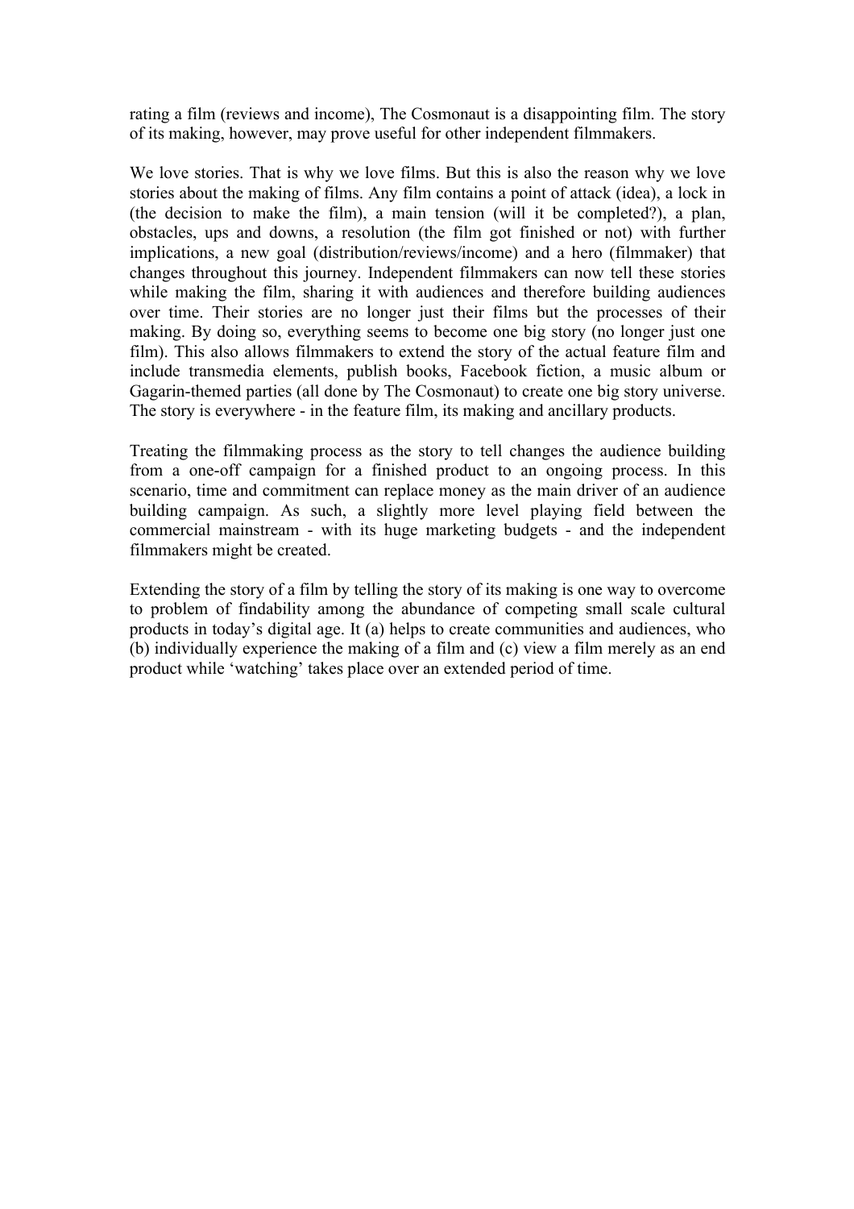rating a film (reviews and income), The Cosmonaut is a disappointing film. The story of its making, however, may prove useful for other independent filmmakers.

We love stories. That is why we love films. But this is also the reason why we love stories about the making of films. Any film contains a point of attack (idea), a lock in (the decision to make the film), a main tension (will it be completed?), a plan, obstacles, ups and downs, a resolution (the film got finished or not) with further implications, a new goal (distribution/reviews/income) and a hero (filmmaker) that changes throughout this journey. Independent filmmakers can now tell these stories while making the film, sharing it with audiences and therefore building audiences over time. Their stories are no longer just their films but the processes of their making. By doing so, everything seems to become one big story (no longer just one film). This also allows filmmakers to extend the story of the actual feature film and include transmedia elements, publish books, Facebook fiction, a music album or Gagarin-themed parties (all done by The Cosmonaut) to create one big story universe. The story is everywhere - in the feature film, its making and ancillary products.

Treating the filmmaking process as the story to tell changes the audience building from a one-off campaign for a finished product to an ongoing process. In this scenario, time and commitment can replace money as the main driver of an audience building campaign. As such, a slightly more level playing field between the commercial mainstream - with its huge marketing budgets - and the independent filmmakers might be created.

Extending the story of a film by telling the story of its making is one way to overcome to problem of findability among the abundance of competing small scale cultural products in today's digital age. It (a) helps to create communities and audiences, who (b) individually experience the making of a film and (c) view a film merely as an end product while 'watching' takes place over an extended period of time.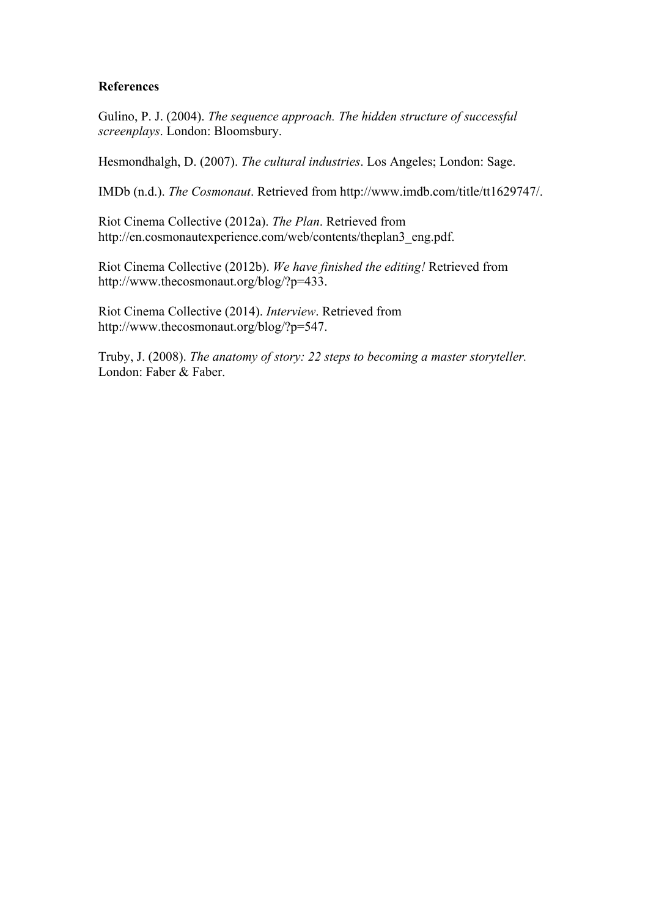**References**

Gulino, P. J. (2004). *The sequence approach. The hidden structure of successful screenplays*. London: Bloomsbury.

Hesmondhalgh, D. (2007). *The cultural industries*. Los Angeles; London: Sage.

IMDb (n.d.). *The Cosmonaut*. Retrieved from http://www.imdb.com/title/tt1629747/.

Riot Cinema Collective (2012a). *The Plan*. Retrieved from http://en.cosmonautexperience.com/web/contents/theplan3_eng.pdf.

Riot Cinema Collective (2012b). *We have finished the editing!* Retrieved from http://www.thecosmonaut.org/blog/?p=433.

Riot Cinema Collective (2014). *Interview*. Retrieved from http://www.thecosmonaut.org/blog/?p=547.

Truby, J. (2008). *The anatomy of story: 22 steps to becoming a master storyteller.* London: Faber & Faber.